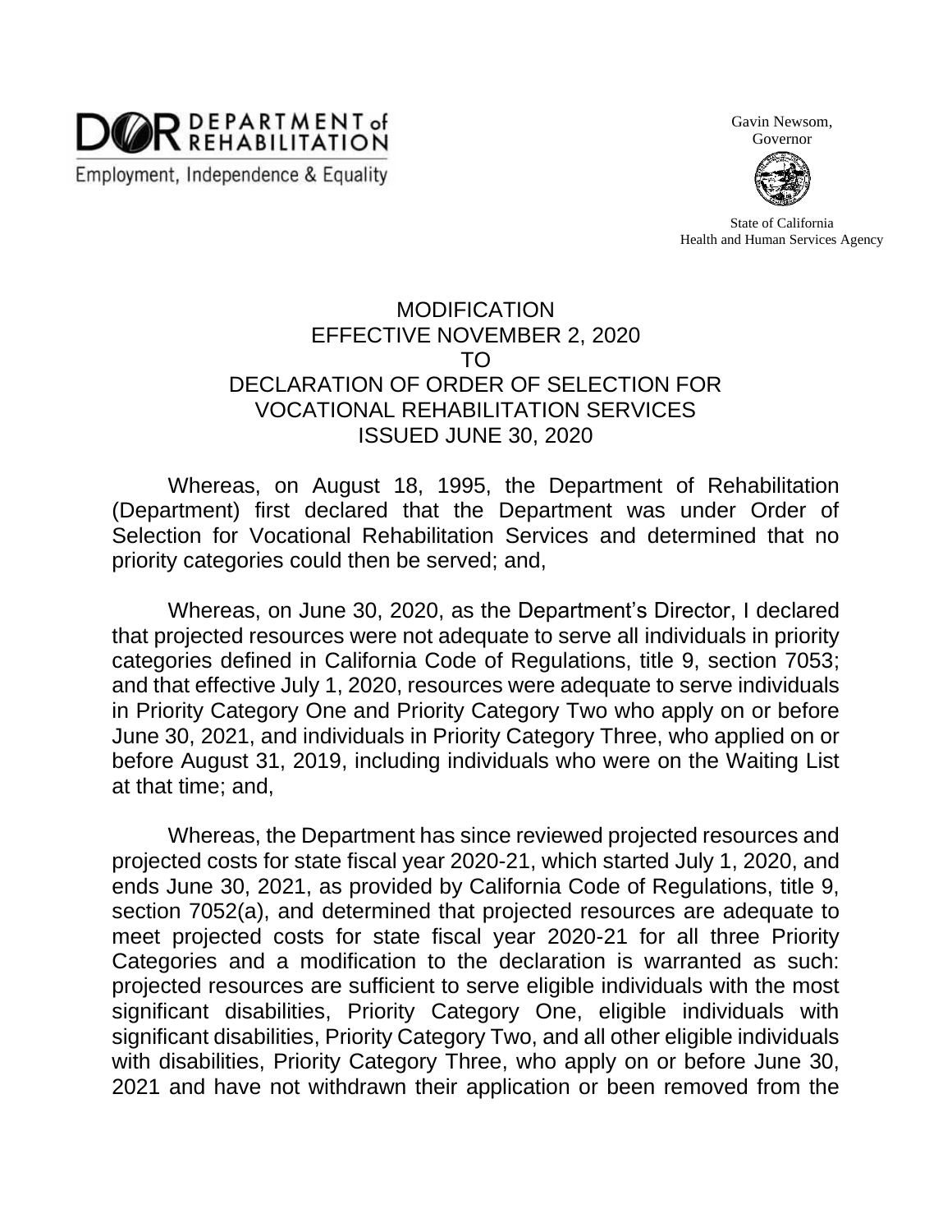DOR DEPARTMENT of REHABILITATION
Employment, Independence & Equality

Gavin Newsom,
Governor

State of California
Health and Human Services Agency

# MODIFICATION
# EFFECTIVE NOVEMBER 2, 2020
# TO
# DECLARATION OF ORDER OF SELECTION FOR VOCATIONAL REHABILITATION SERVICES
# ISSUED JUNE 30, 2020

Whereas, on August 18, 1995, the Department of Rehabilitation (Department) first declared that the Department was under Order of Selection for Vocational Rehabilitation Services and determined that no priority categories could then be served; and,

Whereas, on June 30, 2020, as the Department's Director, I declared that projected resources were not adequate to serve all individuals in priority categories defined in California Code of Regulations, title 9, section 7053; and that effective July 1, 2020, resources were adequate to serve individuals in Priority Category One and Priority Category Two who apply on or before June 30, 2021, and individuals in Priority Category Three, who applied on or before August 31, 2019, including individuals who were on the Waiting List at that time; and,

Whereas, the Department has since reviewed projected resources and projected costs for state fiscal year 2020-21, which started July 1, 2020, and ends June 30, 2021, as provided by California Code of Regulations, title 9, section 7052(a), and determined that projected resources are adequate to meet projected costs for state fiscal year 2020-21 for all three Priority Categories and a modification to the declaration is warranted as such: projected resources are sufficient to serve eligible individuals with the most significant disabilities, Priority Category One, eligible individuals with significant disabilities, Priority Category Two, and all other eligible individuals with disabilities, Priority Category Three, who apply on or before June 30, 2021 and have not withdrawn their application or been removed from the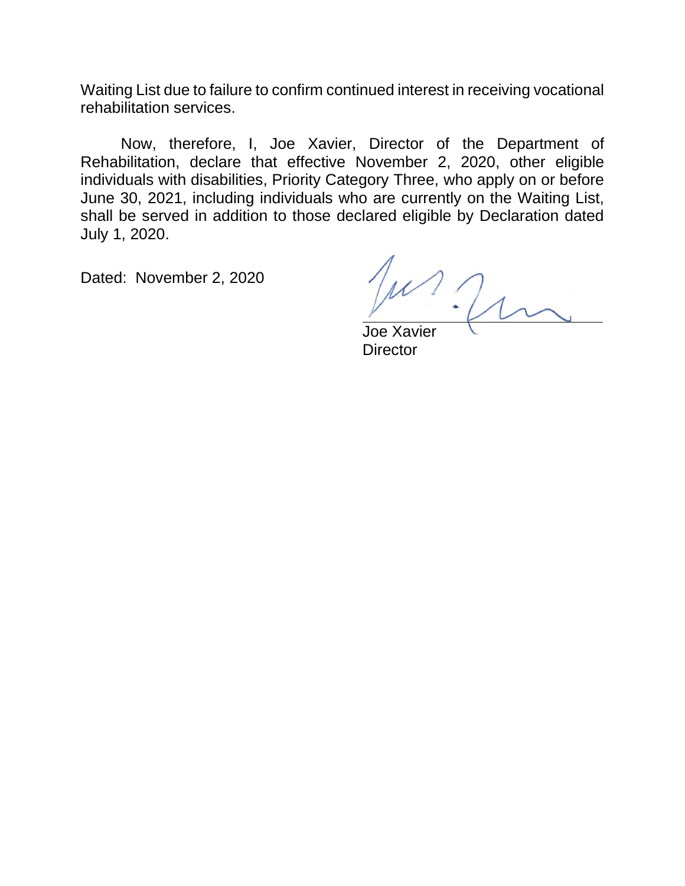Waiting List due to failure to confirm continued interest in receiving vocational rehabilitation services.

Now, therefore, I, Joe Xavier, Director of the Department of Rehabilitation, declare that effective November 2, 2020, other eligible individuals with disabilities, Priority Category Three, who apply on or before June 30, 2021, including individuals who are currently on the Waiting List, shall be served in addition to those declared eligible by Declaration dated July 1, 2020.

Dated: November 2, 2020

Joe Xavier
Director